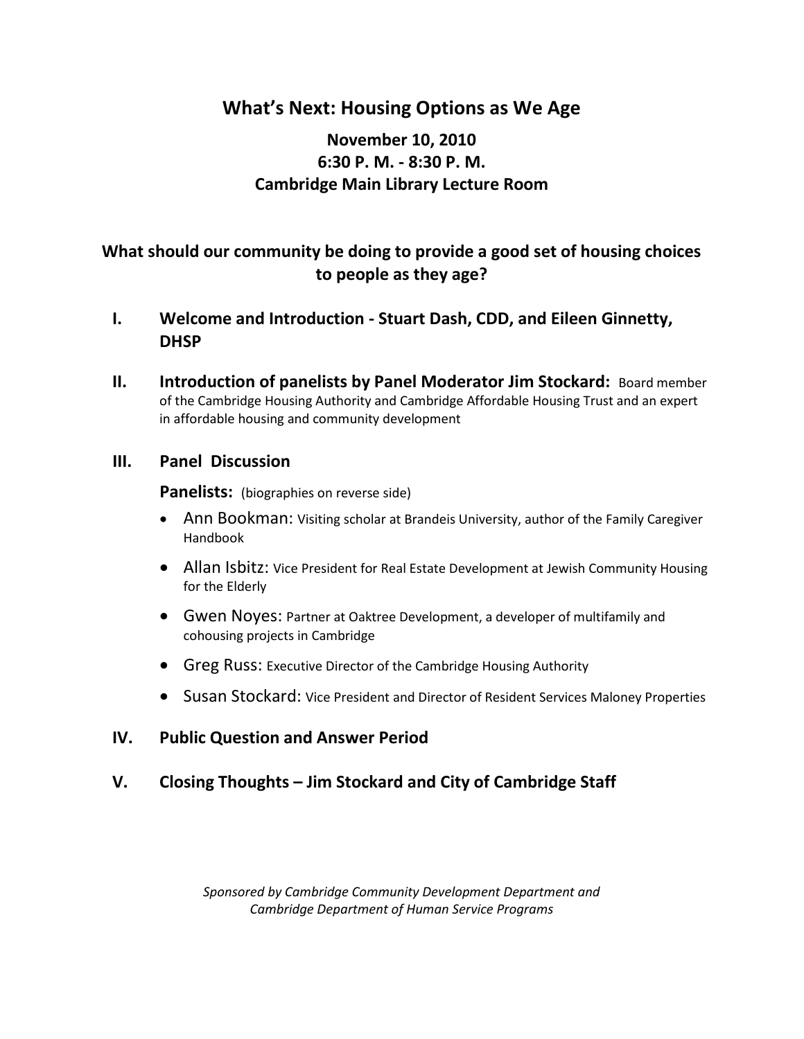# What's Next: Housing Options as We Age

**November 10, 2010**
**6:30 P. M. - 8:30 P. M.**
**Cambridge Main Library Lecture Room**

## What should our community be doing to provide a good set of housing choices to people as they age?

**I. Welcome and Introduction - Stuart Dash, CDD, and Eileen Ginnetty, DHSP**

**II. Introduction of panelists by Panel Moderator Jim Stockard:** Board member of the Cambridge Housing Authority and Cambridge Affordable Housing Trust and an expert in affordable housing and community development

**III. Panel Discussion**

**Panelists:** (biographies on reverse side)

- Ann Bookman: Visiting scholar at Brandeis University, author of the Family Caregiver Handbook
- Allan Isbitz: Vice President for Real Estate Development at Jewish Community Housing for the Elderly
- Gwen Noyes: Partner at Oaktree Development, a developer of multifamily and cohousing projects in Cambridge
- Greg Russ: Executive Director of the Cambridge Housing Authority
- Susan Stockard: Vice President and Director of Resident Services Maloney Properties

**IV. Public Question and Answer Period**

**V. Closing Thoughts – Jim Stockard and City of Cambridge Staff**

*Sponsored by Cambridge Community Development Department and Cambridge Department of Human Service Programs*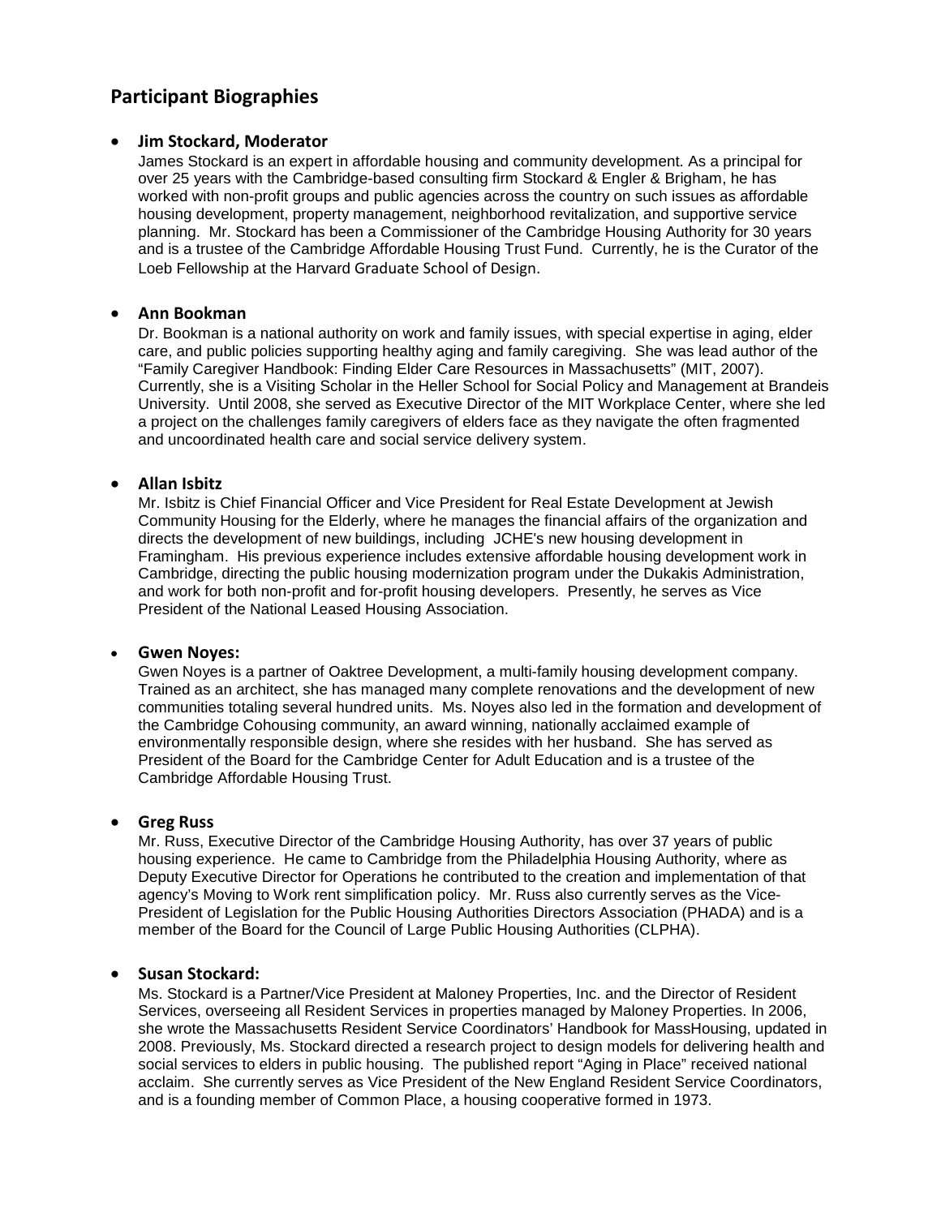## Participant Biographies

- **Jim Stockard, Moderator**

  James Stockard is an expert in affordable housing and community development. As a principal for over 25 years with the Cambridge-based consulting firm Stockard & Engler & Brigham, he has worked with non-profit groups and public agencies across the country on such issues as affordable housing development, property management, neighborhood revitalization, and supportive service planning. Mr. Stockard has been a Commissioner of the Cambridge Housing Authority for 30 years and is a trustee of the Cambridge Affordable Housing Trust Fund. Currently, he is the Curator of the Loeb Fellowship at the Harvard Graduate School of Design.

- **Ann Bookman**

  Dr. Bookman is a national authority on work and family issues, with special expertise in aging, elder care, and public policies supporting healthy aging and family caregiving. She was lead author of the "Family Caregiver Handbook: Finding Elder Care Resources in Massachusetts" (MIT, 2007). Currently, she is a Visiting Scholar in the Heller School for Social Policy and Management at Brandeis University. Until 2008, she served as Executive Director of the MIT Workplace Center, where she led a project on the challenges family caregivers of elders face as they navigate the often fragmented and uncoordinated health care and social service delivery system.

- **Allan Isbitz**

  Mr. Isbitz is Chief Financial Officer and Vice President for Real Estate Development at Jewish Community Housing for the Elderly, where he manages the financial affairs of the organization and directs the development of new buildings, including JCHE's new housing development in Framingham. His previous experience includes extensive affordable housing development work in Cambridge, directing the public housing modernization program under the Dukakis Administration, and work for both non-profit and for-profit housing developers. Presently, he serves as Vice President of the National Leased Housing Association.

- **Gwen Noyes:**

  Gwen Noyes is a partner of Oaktree Development, a multi-family housing development company. Trained as an architect, she has managed many complete renovations and the development of new communities totaling several hundred units. Ms. Noyes also led in the formation and development of the Cambridge Cohousing community, an award winning, nationally acclaimed example of environmentally responsible design, where she resides with her husband. She has served as President of the Board for the Cambridge Center for Adult Education and is a trustee of the Cambridge Affordable Housing Trust.

- **Greg Russ**

  Mr. Russ, Executive Director of the Cambridge Housing Authority, has over 37 years of public housing experience. He came to Cambridge from the Philadelphia Housing Authority, where as Deputy Executive Director for Operations he contributed to the creation and implementation of that agency's Moving to Work rent simplification policy. Mr. Russ also currently serves as the Vice-President of Legislation for the Public Housing Authorities Directors Association (PHADA) and is a member of the Board for the Council of Large Public Housing Authorities (CLPHA).

- **Susan Stockard:**

  Ms. Stockard is a Partner/Vice President at Maloney Properties, Inc. and the Director of Resident Services, overseeing all Resident Services in properties managed by Maloney Properties. In 2006, she wrote the Massachusetts Resident Service Coordinators' Handbook for MassHousing, updated in 2008. Previously, Ms. Stockard directed a research project to design models for delivering health and social services to elders in public housing. The published report "Aging in Place" received national acclaim. She currently serves as Vice President of the New England Resident Service Coordinators, and is a founding member of Common Place, a housing cooperative formed in 1973.